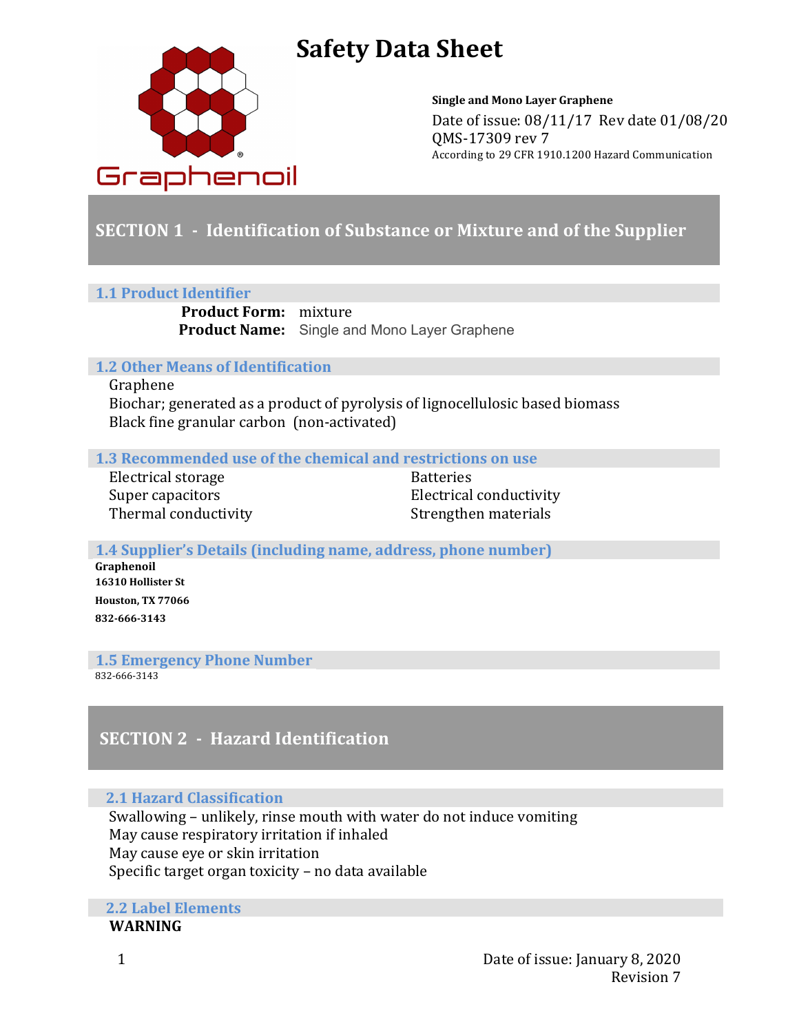# Safety Data Sheet

Graphenoil

**Single and Mono Layer Graphene**
Date of issue: 08/11/17 Rev date 01/08/20
QMS-17309 rev 7
According to 29 CFR 1910.1200 Hazard Communication

## SECTION 1 - Identification of Substance or Mixture and of the Supplier

### 1.1 Product Identifier

**Product Form:** mixture
**Product Name:** Single and Mono Layer Graphene

### 1.2 Other Means of Identification

Graphene
Biochar; generated as a product of pyrolysis of lignocellulosic based biomass
Black fine granular carbon (non-activated)

### 1.3 Recommended use of the chemical and restrictions on use

Electrical storage
Super capacitors
Thermal conductivity
Batteries
Electrical conductivity
Strengthen materials

### 1.4 Supplier's Details (including name, address, phone number)

**Graphenoil**
**16310 Hollister St**
**Houston, TX 77066**
**832-666-3143**

### 1.5 Emergency Phone Number

832-666-3143

## SECTION 2 - Hazard Identification

### 2.1 Hazard Classification

Swallowing – unlikely, rinse mouth with water do not induce vomiting
May cause respiratory irritation if inhaled
May cause eye or skin irritation
Specific target organ toxicity – no data available

### 2.2 Label Elements

**WARNING**

Date of issue: January 8, 2020
Revision 7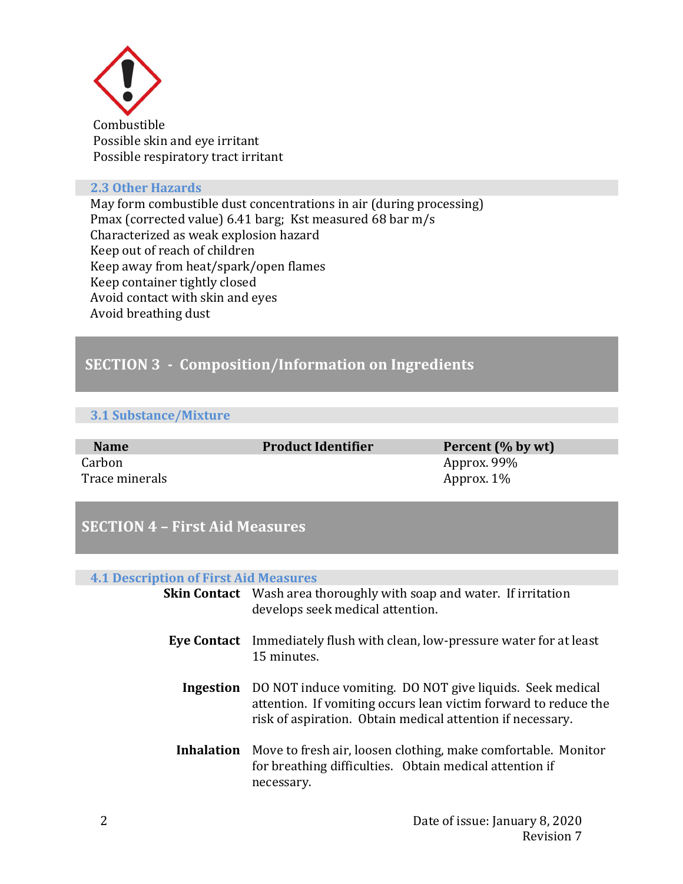Combustible
Possible skin and eye irritant
Possible respiratory tract irritant

### 2.3 Other Hazards

May form combustible dust concentrations in air (during processing)
Pmax (corrected value) 6.41 barg; Kst measured 68 bar m/s
Characterized as weak explosion hazard
Keep out of reach of children
Keep away from heat/spark/open flames
Keep container tightly closed
Avoid contact with skin and eyes
Avoid breathing dust

## SECTION 3 - Composition/Information on Ingredients

### 3.1 Substance/Mixture

| Name | Product Identifier | Percent (% by wt) |
|---|---|---|
| Carbon | | Approx. 99% |
| Trace minerals | | Approx. 1% |

## SECTION 4 – First Aid Measures

### 4.1 Description of First Aid Measures

**Skin Contact** Wash area thoroughly with soap and water. If irritation develops seek medical attention.

**Eye Contact** Immediately flush with clean, low-pressure water for at least 15 minutes.

**Ingestion** DO NOT induce vomiting. DO NOT give liquids. Seek medical attention. If vomiting occurs lean victim forward to reduce the risk of aspiration. Obtain medical attention if necessary.

**Inhalation** Move to fresh air, loosen clothing, make comfortable. Monitor for breathing difficulties. Obtain medical attention if necessary.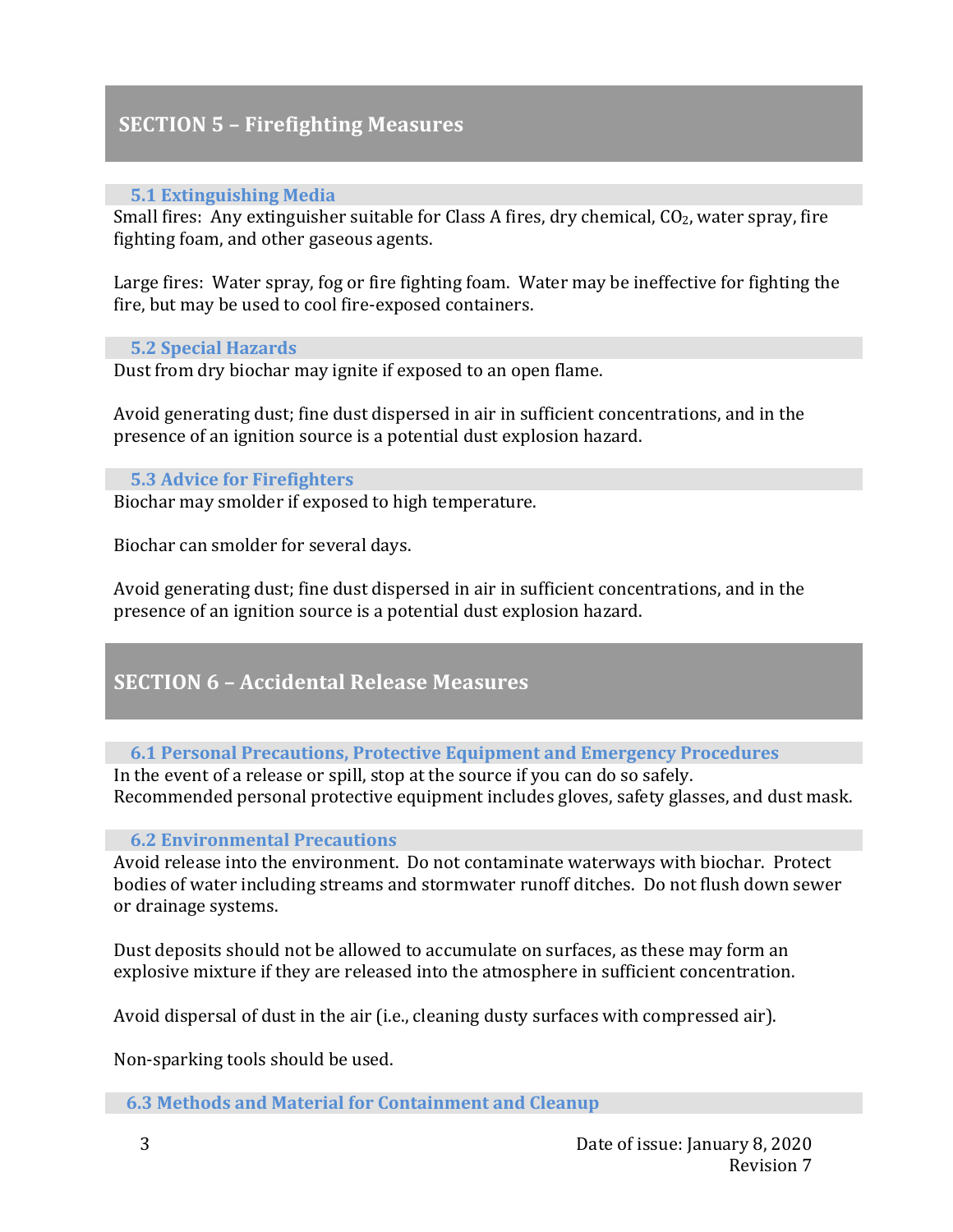## SECTION 5 – Firefighting Measures

### 5.1 Extinguishing Media

Small fires: Any extinguisher suitable for Class A fires, dry chemical, $CO_2$, water spray, fire fighting foam, and other gaseous agents.

Large fires: Water spray, fog or fire fighting foam. Water may be ineffective for fighting the fire, but may be used to cool fire-exposed containers.

### 5.2 Special Hazards

Dust from dry biochar may ignite if exposed to an open flame.

Avoid generating dust; fine dust dispersed in air in sufficient concentrations, and in the presence of an ignition source is a potential dust explosion hazard.

### 5.3 Advice for Firefighters

Biochar may smolder if exposed to high temperature.

Biochar can smolder for several days.

Avoid generating dust; fine dust dispersed in air in sufficient concentrations, and in the presence of an ignition source is a potential dust explosion hazard.

## SECTION 6 – Accidental Release Measures

### 6.1 Personal Precautions, Protective Equipment and Emergency Procedures

In the event of a release or spill, stop at the source if you can do so safely.
Recommended personal protective equipment includes gloves, safety glasses, and dust mask.

### 6.2 Environmental Precautions

Avoid release into the environment. Do not contaminate waterways with biochar. Protect bodies of water including streams and stormwater runoff ditches. Do not flush down sewer or drainage systems.

Dust deposits should not be allowed to accumulate on surfaces, as these may form an explosive mixture if they are released into the atmosphere in sufficient concentration.

Avoid dispersal of dust in the air (i.e., cleaning dusty surfaces with compressed air).

Non-sparking tools should be used.

### 6.3 Methods and Material for Containment and Cleanup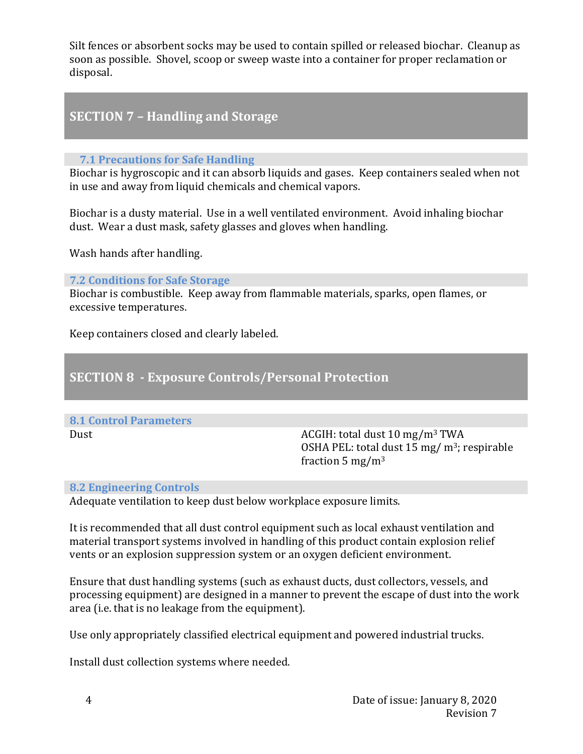Silt fences or absorbent socks may be used to contain spilled or released biochar. Cleanup as soon as possible. Shovel, scoop or sweep waste into a container for proper reclamation or disposal.

## SECTION 7 – Handling and Storage

### 7.1 Precautions for Safe Handling

Biochar is hygroscopic and it can absorb liquids and gases. Keep containers sealed when not in use and away from liquid chemicals and chemical vapors.

Biochar is a dusty material. Use in a well ventilated environment. Avoid inhaling biochar dust. Wear a dust mask, safety glasses and gloves when handling.

Wash hands after handling.

### 7.2 Conditions for Safe Storage

Biochar is combustible. Keep away from flammable materials, sparks, open flames, or excessive temperatures.

Keep containers closed and clearly labeled.

## SECTION 8 - Exposure Controls/Personal Protection

### 8.1 Control Parameters

| | |
|---|---|
| Dust | ACGIH: total dust 10 mg/m$^3$ TWA<br>OSHA PEL: total dust 15 mg/ m$^3$; respirable fraction 5 mg/m$^3$ |

### 8.2 Engineering Controls

Adequate ventilation to keep dust below workplace exposure limits.

It is recommended that all dust control equipment such as local exhaust ventilation and material transport systems involved in handling of this product contain explosion relief vents or an explosion suppression system or an oxygen deficient environment.

Ensure that dust handling systems (such as exhaust ducts, dust collectors, vessels, and processing equipment) are designed in a manner to prevent the escape of dust into the work area (i.e. that is no leakage from the equipment).

Use only appropriately classified electrical equipment and powered industrial trucks.

Install dust collection systems where needed.

Date of issue: January 8, 2020
Revision 7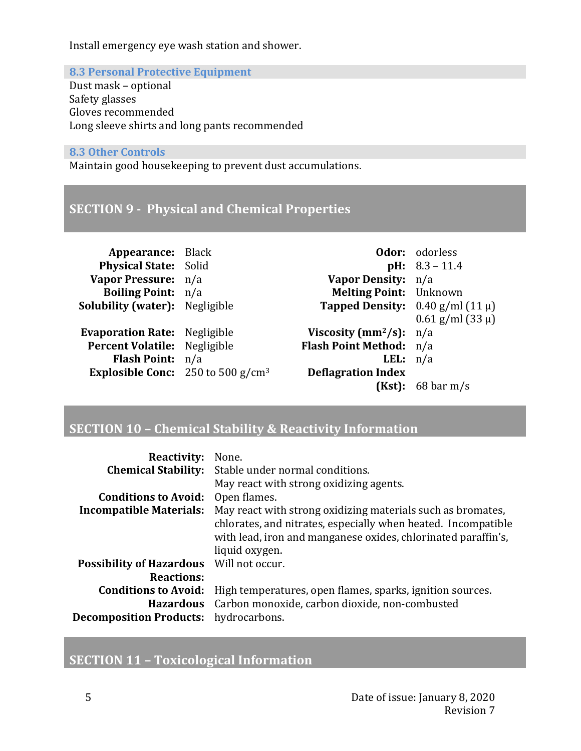Install emergency eye wash station and shower.

### 8.3 Personal Protective Equipment

Dust mask – optional
Safety glasses
Gloves recommended
Long sleeve shirts and long pants recommended

### 8.3 Other Controls

Maintain good housekeeping to prevent dust accumulations.

## SECTION 9 - Physical and Chemical Properties

| | | | |
|---|---|---|---|
| **Appearance:** | Black | **Odor:** | odorless |
| **Physical State:** | Solid | **pH:** | 8.3 – 11.4 |
| **Vapor Pressure:** | n/a | **Vapor Density:** | n/a |
| **Boiling Point:** | n/a | **Melting Point:** | Unknown |
| **Solubility (water):** | Negligible | **Tapped Density:** | 0.40 g/ml (11 μ) 0.61 g/ml (33 μ) |
| **Evaporation Rate:** | Negligible | **Viscosity ($mm^2/s$):** | n/a |
| **Percent Volatile:** | Negligible | **Flash Point Method:** | n/a |
| **Flash Point:** | n/a | **LEL:** | n/a |
| **Explosible Conc:** | 250 to 500 $g/cm^3$ | **Deflagration Index (Kst):** | 68 bar m/s |

## SECTION 10 – Chemical Stability & Reactivity Information

| | |
|---|---|
| **Reactivity:** | None. |
| **Chemical Stability:** | Stable under normal conditions. May react with strong oxidizing agents. |
| **Conditions to Avoid:** | Open flames. |
| **Incompatible Materials:** | May react with strong oxidizing materials such as bromates, chlorates, and nitrates, especially when heated. Incompatible with lead, iron and manganese oxides, chlorinated paraffin's, liquid oxygen. |
| **Possibility of Hazardous Reactions:** | Will not occur. |
| **Conditions to Avoid:** | High temperatures, open flames, sparks, ignition sources. |
| **Hazardous Decomposition Products:** | Carbon monoxide, carbon dioxide, non-combusted hydrocarbons. |

## SECTION 11 – Toxicological Information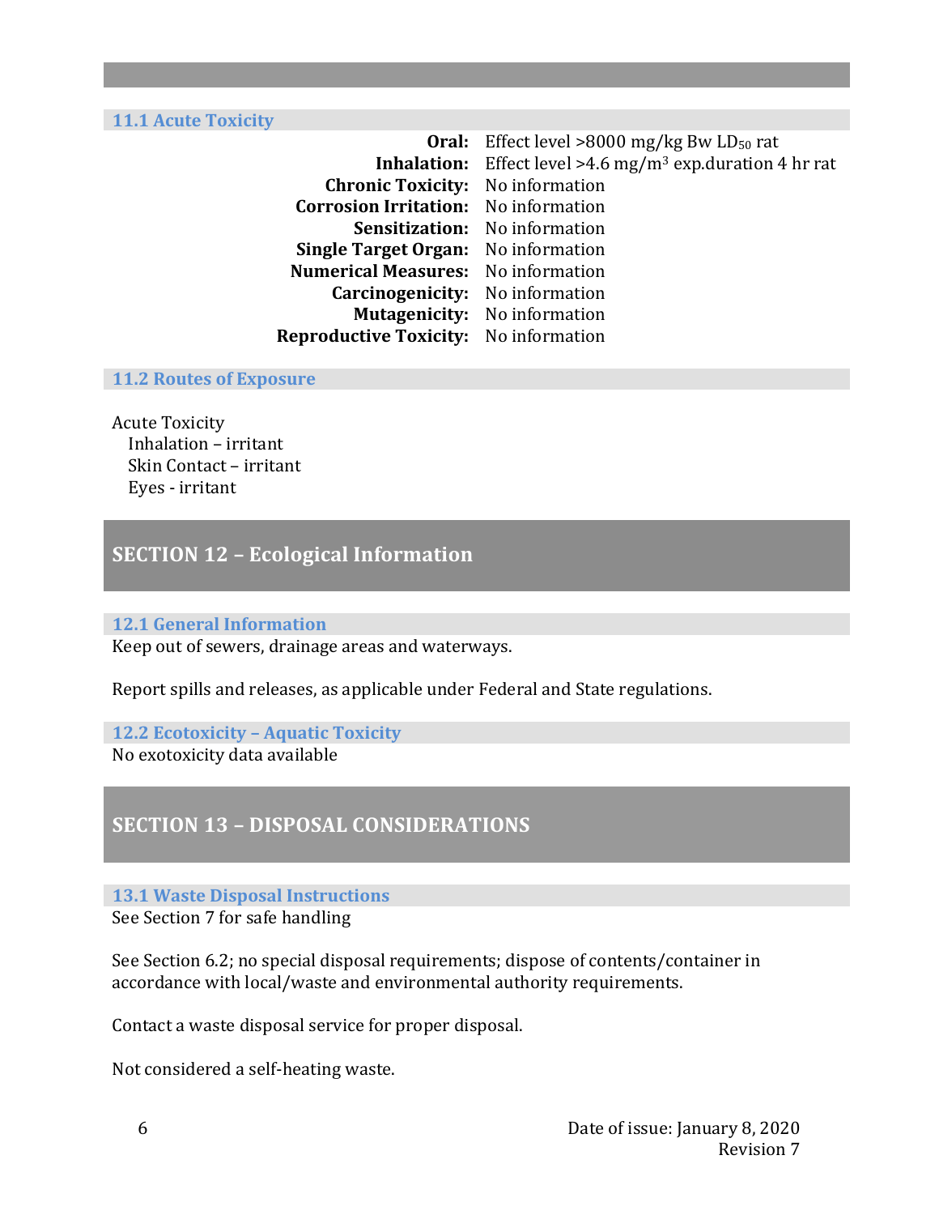### 11.1 Acute Toxicity

| | |
|---|---|
| **Oral:** | Effect level >8000 mg/kg Bw $LD_{50}$ rat |
| **Inhalation:** | Effect level >4.6 mg/m$^3$ exp.duration 4 hr rat |
| **Chronic Toxicity:** | No information |
| **Corrosion Irritation:** | No information |
| **Sensitization:** | No information |
| **Single Target Organ:** | No information |
| **Numerical Measures:** | No information |
| **Carcinogenicity:** | No information |
| **Mutagenicity:** | No information |
| **Reproductive Toxicity:** | No information |

### 11.2 Routes of Exposure

Acute Toxicity
- Inhalation – irritant
- Skin Contact – irritant
- Eyes - irritant

## SECTION 12 – Ecological Information

### 12.1 General Information

Keep out of sewers, drainage areas and waterways.

Report spills and releases, as applicable under Federal and State regulations.

### 12.2 Ecotoxicity – Aquatic Toxicity

No exotoxicity data available

## SECTION 13 – DISPOSAL CONSIDERATIONS

### 13.1 Waste Disposal Instructions

See Section 7 for safe handling

See Section 6.2; no special disposal requirements; dispose of contents/container in accordance with local/waste and environmental authority requirements.

Contact a waste disposal service for proper disposal.

Not considered a self-heating waste.

Date of issue: January 8, 2020
Revision 7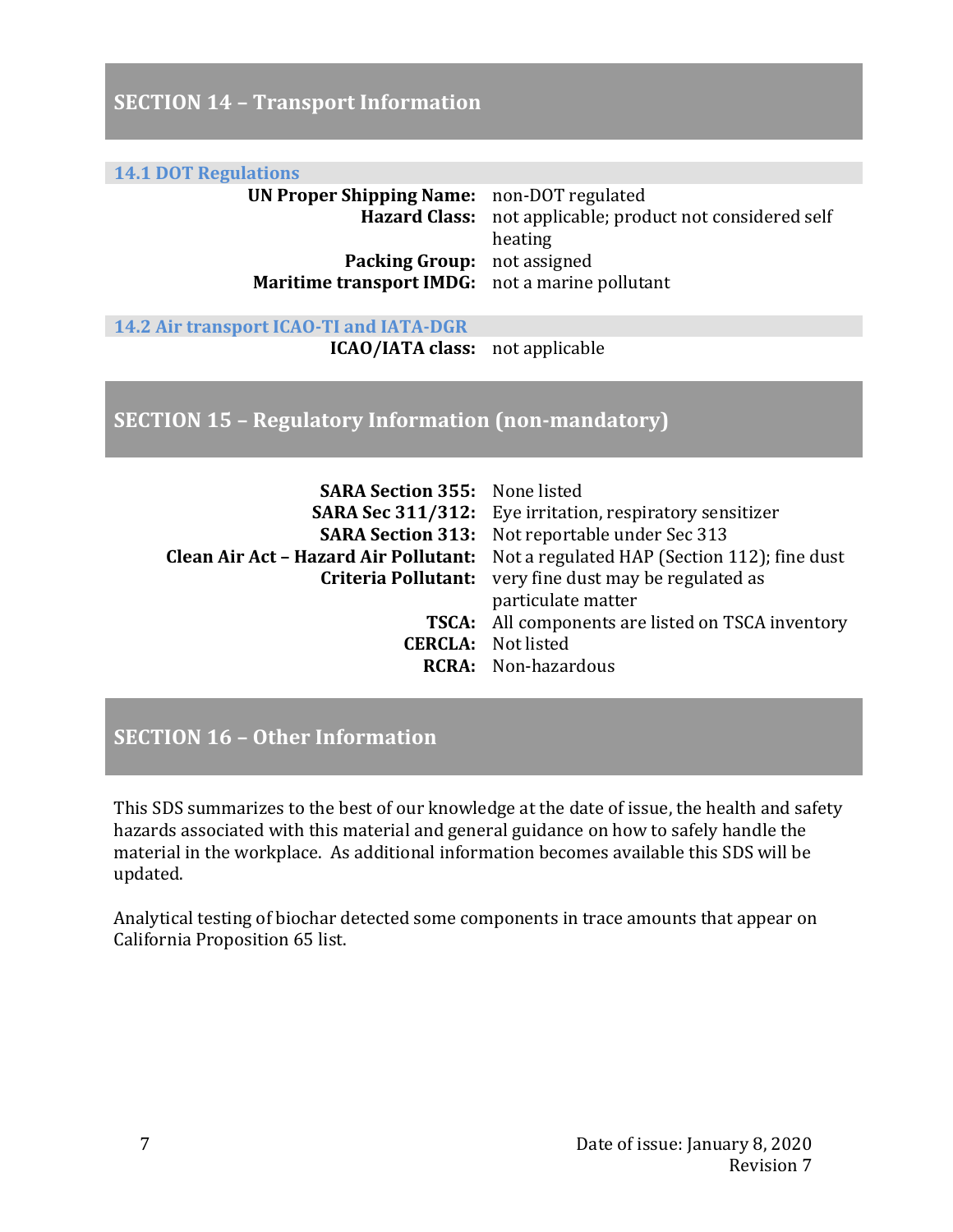## SECTION 14 – Transport Information

### 14.1 DOT Regulations

| | |
|---|---|
| **UN Proper Shipping Name:** | non-DOT regulated |
| **Hazard Class:** | not applicable; product not considered self heating |
| **Packing Group:** | not assigned |
| **Maritime transport IMDG:** | not a marine pollutant |

### 14.2 Air transport ICAO-TI and IATA-DGR

| | |
|---|---|
| **ICAO/IATA class:** | not applicable |

## SECTION 15 – Regulatory Information (non-mandatory)

| | |
|---|---|
| **SARA Section 355:** | None listed |
| **SARA Sec 311/312:** | Eye irritation, respiratory sensitizer |
| **SARA Section 313:** | Not reportable under Sec 313 |
| **Clean Air Act – Hazard Air Pollutant:** | Not a regulated HAP (Section 112); fine dust |
| **Criteria Pollutant:** | very fine dust may be regulated as particulate matter |
| **TSCA:** | All components are listed on TSCA inventory |
| **CERCLA:** | Not listed |
| **RCRA:** | Non-hazardous |

## SECTION 16 – Other Information

This SDS summarizes to the best of our knowledge at the date of issue, the health and safety hazards associated with this material and general guidance on how to safely handle the material in the workplace. As additional information becomes available this SDS will be updated.

Analytical testing of biochar detected some components in trace amounts that appear on California Proposition 65 list.

Date of issue: January 8, 2020
Revision 7